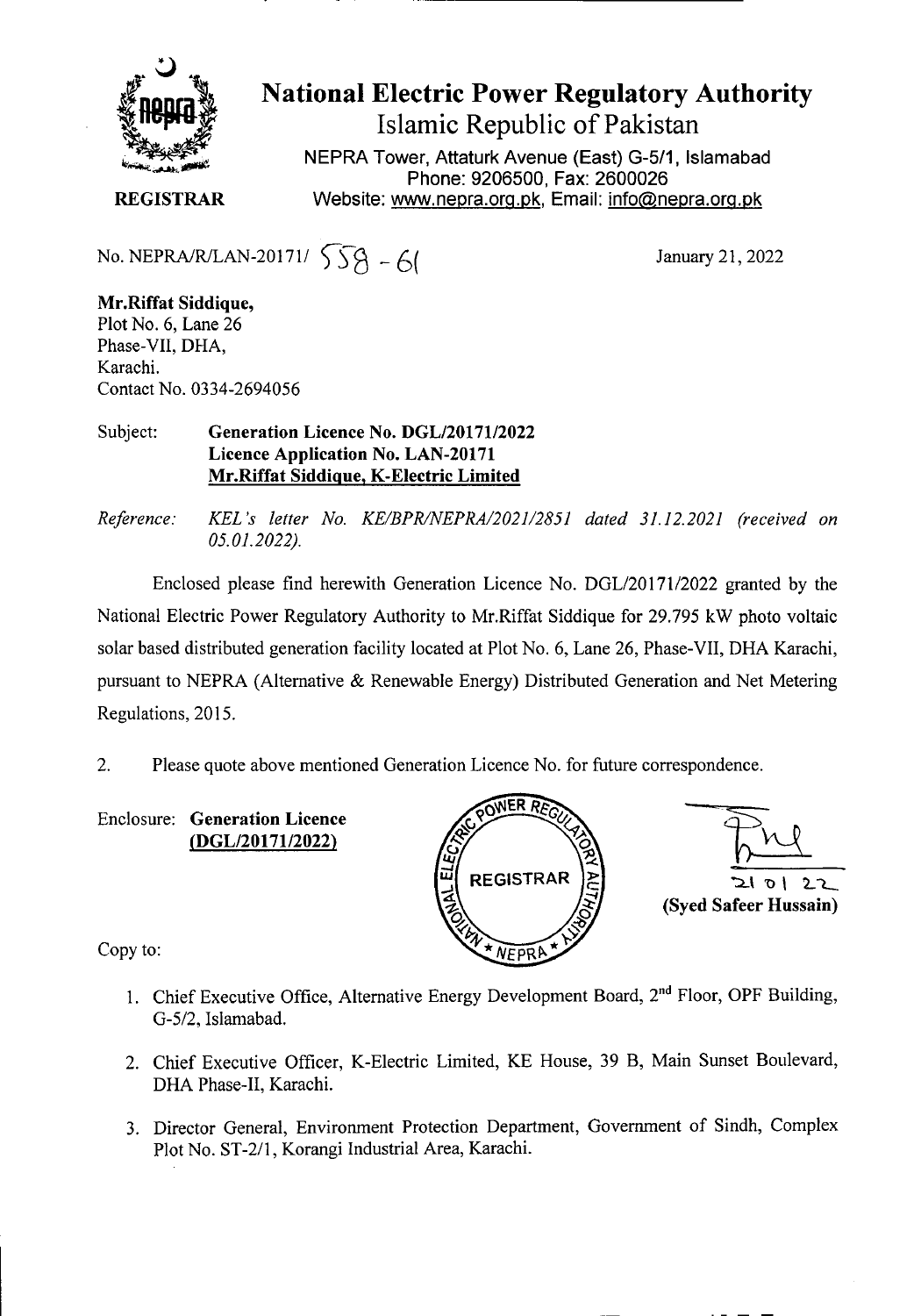# National Electric Power Regulatory Authority

## Islamic Republic of Pakistan

NEPRA Tower, Attaturk Avenue (East) G-5/1, Islamabad
Phone: 9206500, Fax: 2600026
Website: www.nepra.org.pk, Email: info@nepra.org.pk

**REGISTRAR**

No. NEPRA/R/LAN-20171/ 558 - 61

January 21, 2022

**Mr.Riffat Siddique,**
Plot No. 6, Lane 26
Phase-VII, DHA,
Karachi.
Contact No. 0334-2694056

Subject: **Generation Licence No. DGL/20171/2022**
**Licence Application No. LAN-20171**
**Mr.Riffat Siddique, K-Electric Limited**

*Reference: KEL's letter No. KE/BPR/NEPRA/2021/2851 dated 31.12.2021 (received on 05.01.2022).*

Enclosed please find herewith Generation Licence No. DGL/20171/2022 granted by the National Electric Power Regulatory Authority to Mr.Riffat Siddique for 29.795 kW photo voltaic solar based distributed generation facility located at Plot No. 6, Lane 26, Phase-VII, DHA Karachi, pursuant to NEPRA (Alternative & Renewable Energy) Distributed Generation and Net Metering Regulations, 2015.

2. Please quote above mentioned Generation Licence No. for future correspondence.

Enclosure: **Generation Licence (DGL/20171/2022)**

21 01 22
**(Syed Safeer Hussain)**

Copy to:

1. Chief Executive Office, Alternative Energy Development Board, 2nd Floor, OPF Building, G-5/2, Islamabad.
2. Chief Executive Officer, K-Electric Limited, KE House, 39 B, Main Sunset Boulevard, DHA Phase-II, Karachi.
3. Director General, Environment Protection Department, Government of Sindh, Complex Plot No. ST-2/1, Korangi Industrial Area, Karachi.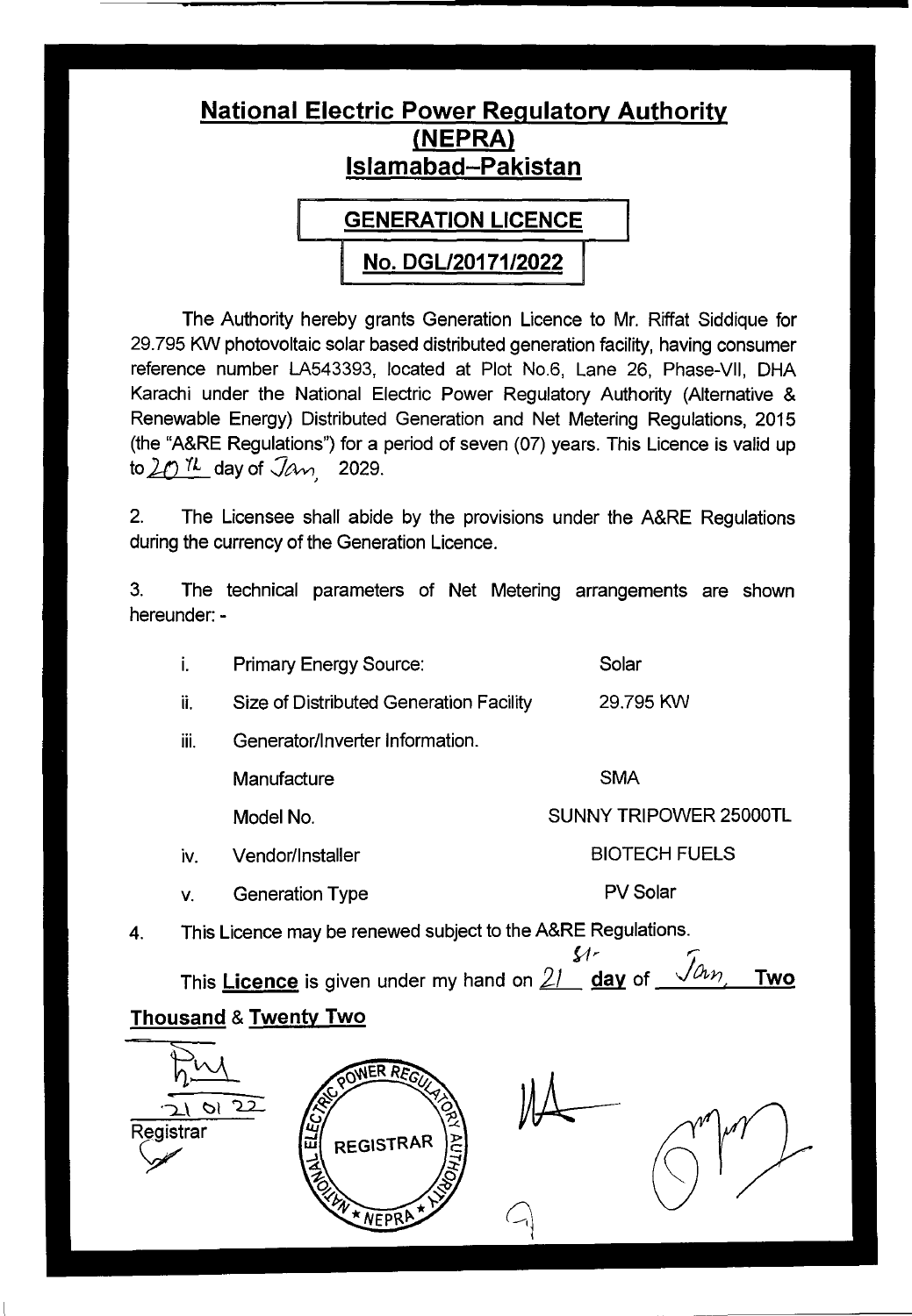# National Electric Power Regulatory Authority (NEPRA) Islamabad–Pakistan

## GENERATION LICENCE

## No. DGL/20171/2022

The Authority hereby grants Generation Licence to Mr. Riffat Siddique for 29.795 KW photovoltaic solar based distributed generation facility, having consumer reference number LA543393, located at Plot No.6, Lane 26, Phase-VII, DHA Karachi under the National Electric Power Regulatory Authority (Alternative & Renewable Energy) Distributed Generation and Net Metering Regulations, 2015 (the "A&RE Regulations") for a period of seven (07) years. This Licence is valid up to 20th day of Jan, 2029.

2. The Licensee shall abide by the provisions under the A&RE Regulations during the currency of the Generation Licence.

3. The technical parameters of Net Metering arrangements are shown hereunder: -

| | | |
|---|---|---|
| i. | Primary Energy Source: | Solar |
| ii. | Size of Distributed Generation Facility | 29.795 KW |
| iii. | Generator/Inverter Information. | |
| | Manufacture | SMA |
| | Model No. | SUNNY TRIPOWER 25000TL |
| iv. | Vendor/Installer | BIOTECH FUELS |
| v. | Generation Type | PV Solar |

4. This Licence may be renewed subject to the A&RE Regulations.

This **Licence** is given under my hand on 21st **day** of Jan, **Two Thousand** & **Twenty Two**

21 01 22
Registrar

REGISTRAR
NATIONAL ELECTRIC POWER REGULATORY AUTHORITY ★ NEPRA ★